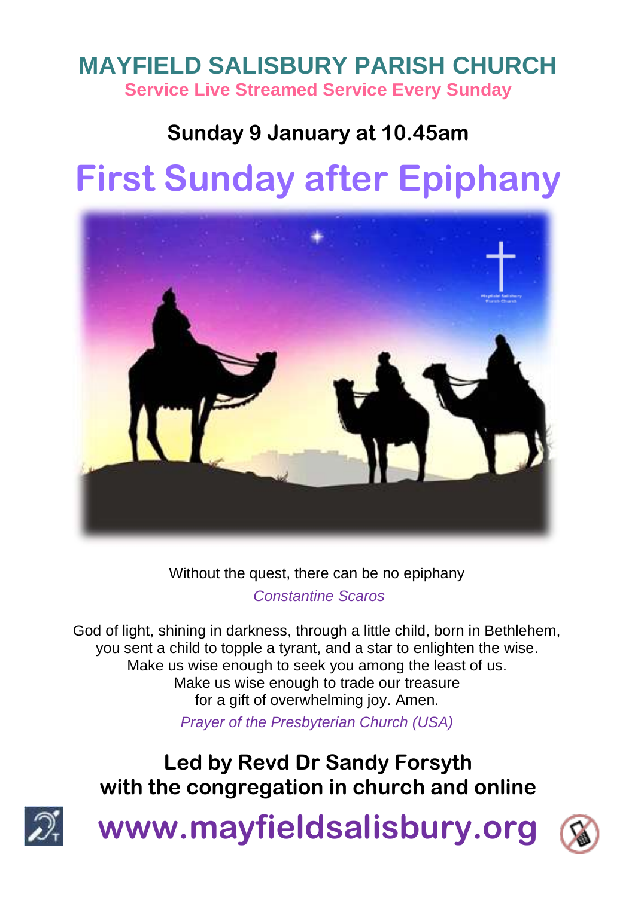# MAYFIELD SALISBURY PARISH CHURCH

**Service Live Streamed Service Every Sunday**

**Sunday 9 January at 10.45am**

# First Sunday after Epiphany

Without the quest, there can be no epiphany

*Constantine Scaros*

God of light, shining in darkness, through a little child, born in Bethlehem,
you sent a child to topple a tyrant, and a star to enlighten the wise.
Make us wise enough to seek you among the least of us.
Make us wise enough to trade our treasure
for a gift of overwhelming joy. Amen.

*Prayer of the Presbyterian Church (USA)*

**Led by Revd Dr Sandy Forsyth**
**with the congregation in church and online**

**www.mayfieldsalisbury.org**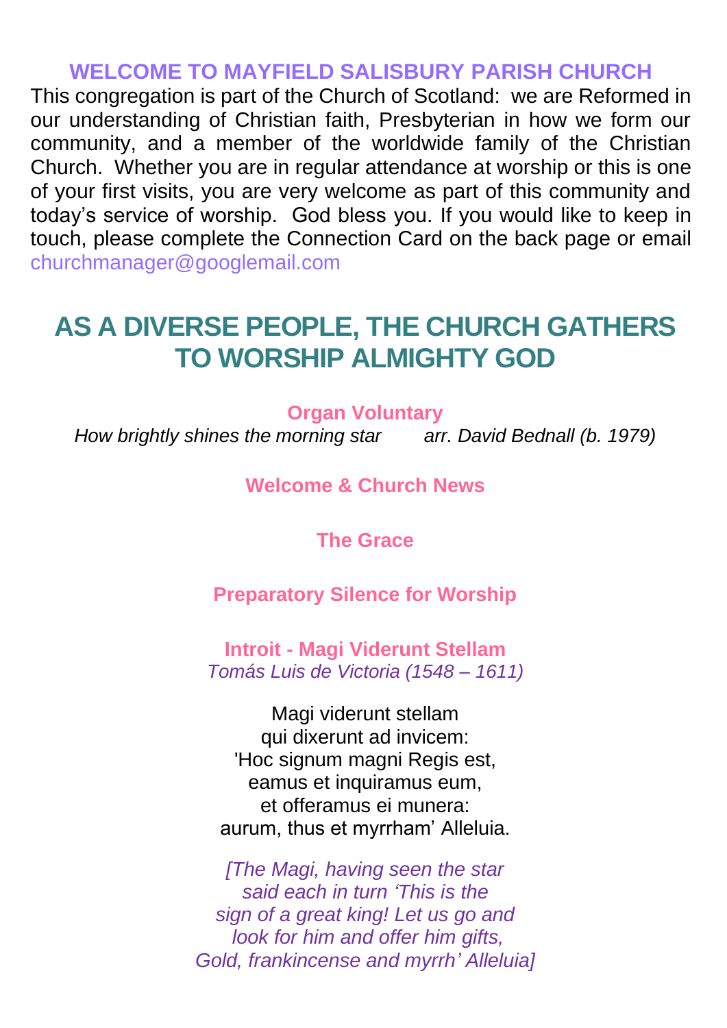## WELCOME TO MAYFIELD SALISBURY PARISH CHURCH

This congregation is part of the Church of Scotland: we are Reformed in our understanding of Christian faith, Presbyterian in how we form our community, and a member of the worldwide family of the Christian Church. Whether you are in regular attendance at worship or this is one of your first visits, you are very welcome as part of this community and today's service of worship. God bless you. If you would like to keep in touch, please complete the Connection Card on the back page or email churchmanager@googlemail.com

# AS A DIVERSE PEOPLE, THE CHURCH GATHERS TO WORSHIP ALMIGHTY GOD

**Organ Voluntary**

*How brightly shines the morning star* *arr. David Bednall (b. 1979)*

**Welcome & Church News**

**The Grace**

**Preparatory Silence for Worship**

**Introit - Magi Viderunt Stellam**

*Tomás Luis de Victoria (1548 – 1611)*

Magi viderunt stellam
qui dixerunt ad invicem:
'Hoc signum magni Regis est,
eamus et inquiramus eum,
et offeramus ei munera:
aurum, thus et myrrham' Alleluia.

*[The Magi, having seen the star
said each in turn 'This is the
sign of a great king! Let us go and
look for him and offer him gifts,
Gold, frankincense and myrrh' Alleluia]*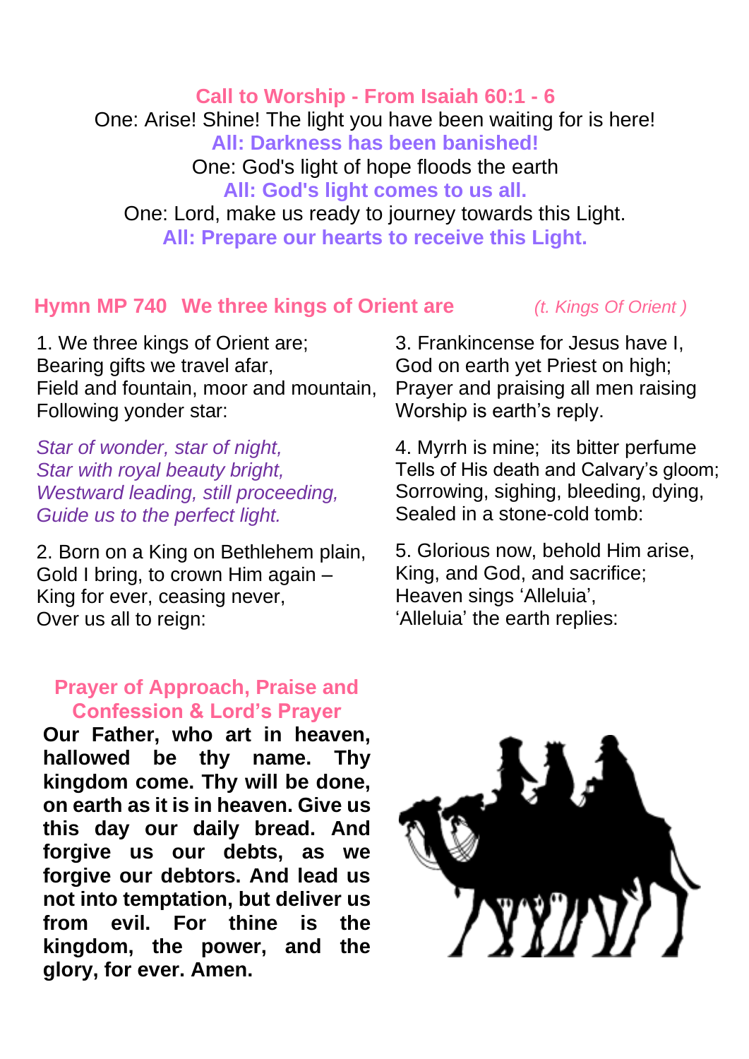## Call to Worship - From Isaiah 60:1 - 6

One: Arise! Shine! The light you have been waiting for is here!

**All: Darkness has been banished!**

One: God's light of hope floods the earth

**All: God's light comes to us all.**

One: Lord, make us ready to journey towards this Light.

**All: Prepare our hearts to receive this Light.**

## Hymn MP 740 We three kings of Orient are

*(t. Kings Of Orient )*

1. We three kings of Orient are;
Bearing gifts we travel afar,
Field and fountain, moor and mountain,
Following yonder star:

*Star of wonder, star of night,*
*Star with royal beauty bright,*
*Westward leading, still proceeding,*
*Guide us to the perfect light.*

2. Born on a King on Bethlehem plain,
Gold I bring, to crown Him again –
King for ever, ceasing never,
Over us all to reign:

3. Frankincense for Jesus have I,
God on earth yet Priest on high;
Prayer and praising all men raising
Worship is earth's reply.

4. Myrrh is mine; its bitter perfume
Tells of His death and Calvary's gloom;
Sorrowing, sighing, bleeding, dying,
Sealed in a stone-cold tomb:

5. Glorious now, behold Him arise,
King, and God, and sacrifice;
Heaven sings 'Alleluia',
'Alleluia' the earth replies:

## Prayer of Approach, Praise and Confession & Lord's Prayer

**Our Father, who art in heaven, hallowed be thy name. Thy kingdom come. Thy will be done, on earth as it is in heaven. Give us this day our daily bread. And forgive us our debts, as we forgive our debtors. And lead us not into temptation, but deliver us from evil. For thine is the kingdom, the power, and the glory, for ever. Amen.**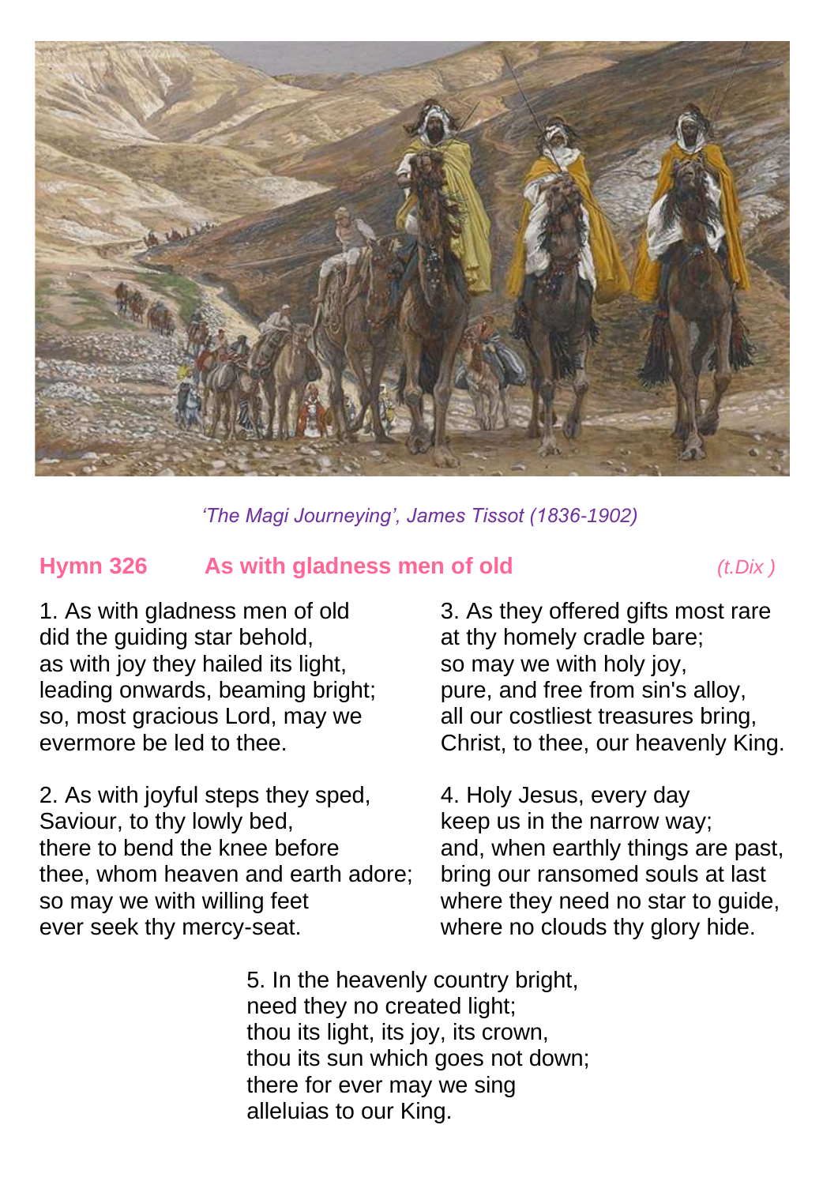*'The Magi Journeying', James Tissot (1836-1902)*

## Hymn 326 As with gladness men of old *(t.Dix )*

1. As with gladness men of old
did the guiding star behold,
as with joy they hailed its light,
leading onwards, beaming bright;
so, most gracious Lord, may we
evermore be led to thee.

2. As with joyful steps they sped,
Saviour, to thy lowly bed,
there to bend the knee before
thee, whom heaven and earth adore;
so may we with willing feet
ever seek thy mercy-seat.

3. As they offered gifts most rare
at thy homely cradle bare;
so may we with holy joy,
pure, and free from sin's alloy,
all our costliest treasures bring,
Christ, to thee, our heavenly King.

4. Holy Jesus, every day
keep us in the narrow way;
and, when earthly things are past,
bring our ransomed souls at last
where they need no star to guide,
where no clouds thy glory hide.

5. In the heavenly country bright,
need they no created light;
thou its light, its joy, its crown,
thou its sun which goes not down;
there for ever may we sing
alleluias to our King.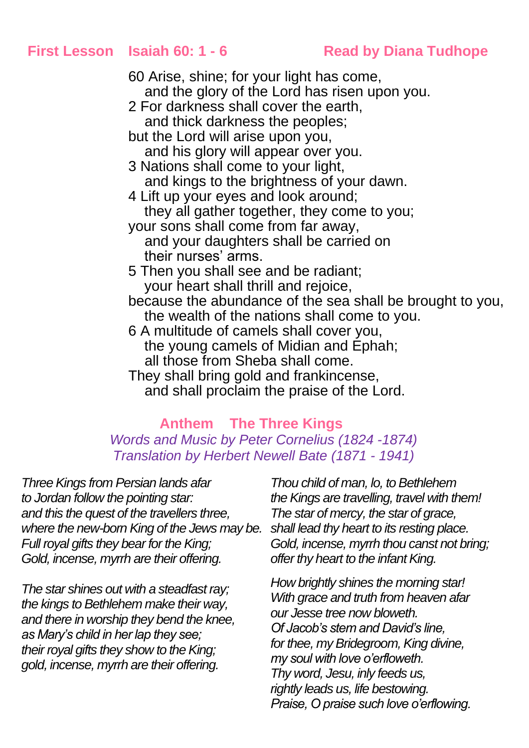**First Lesson Isaiah 60: 1 - 6 Read by Diana Tudhope**

60 Arise, shine; for your light has come,
and the glory of the Lord has risen upon you.
2 For darkness shall cover the earth,
and thick darkness the peoples;
but the Lord will arise upon you,
and his glory will appear over you.
3 Nations shall come to your light,
and kings to the brightness of your dawn.
4 Lift up your eyes and look around;
they all gather together, they come to you;
your sons shall come from far away,
and your daughters shall be carried on
their nurses' arms.
5 Then you shall see and be radiant;
your heart shall thrill and rejoice,
because the abundance of the sea shall be brought to you,
the wealth of the nations shall come to you.
6 A multitude of camels shall cover you,
the young camels of Midian and Ephah;
all those from Sheba shall come.
They shall bring gold and frankincense,
and shall proclaim the praise of the Lord.

**Anthem The Three Kings**

*Words and Music by Peter Cornelius (1824 -1874)*
*Translation by Herbert Newell Bate (1871 - 1941)*

*Three Kings from Persian lands afar*
*to Jordan follow the pointing star:*
*and this the quest of the travellers three,*
*where the new-born King of the Jews may be.*
*Full royal gifts they bear for the King;*
*Gold, incense, myrrh are their offering.*

*The star shines out with a steadfast ray;*
*the kings to Bethlehem make their way,*
*and there in worship they bend the knee,*
*as Mary's child in her lap they see;*
*their royal gifts they show to the King;*
*gold, incense, myrrh are their offering.*

*Thou child of man, lo, to Bethlehem*
*the Kings are travelling, travel with them!*
*The star of mercy, the star of grace,*
*shall lead thy heart to its resting place.*
*Gold, incense, myrrh thou canst not bring;*
*offer thy heart to the infant King.*

*How brightly shines the morning star!*
*With grace and truth from heaven afar*
*our Jesse tree now bloweth.*
*Of Jacob's stem and David's line,*
*for thee, my Bridegroom, King divine,*
*my soul with love o'erfloweth.*
*Thy word, Jesu, inly feeds us,*
*rightly leads us, life bestowing.*
*Praise, O praise such love o'erflowing.*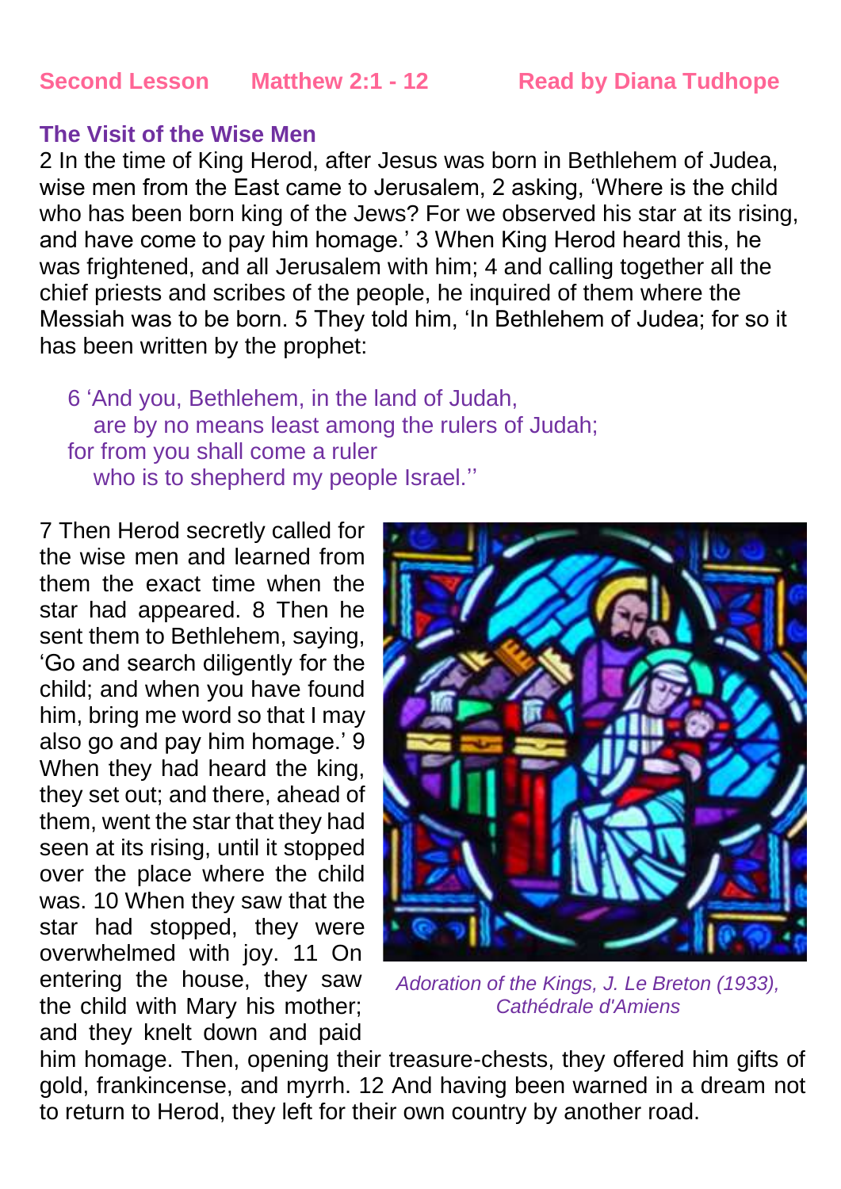**Second Lesson    Matthew 2:1 - 12    Read by Diana Tudhope**

## The Visit of the Wise Men

2 In the time of King Herod, after Jesus was born in Bethlehem of Judea, wise men from the East came to Jerusalem, 2 asking, 'Where is the child who has been born king of the Jews? For we observed his star at its rising, and have come to pay him homage.' 3 When King Herod heard this, he was frightened, and all Jerusalem with him; 4 and calling together all the chief priests and scribes of the people, he inquired of them where the Messiah was to be born. 5 They told him, 'In Bethlehem of Judea; for so it has been written by the prophet:

> 6 'And you, Bethlehem, in the land of Judah,
> are by no means least among the rulers of Judah;
> for from you shall come a ruler
> who is to shepherd my people Israel.''

7 Then Herod secretly called for the wise men and learned from them the exact time when the star had appeared. 8 Then he sent them to Bethlehem, saying, 'Go and search diligently for the child; and when you have found him, bring me word so that I may also go and pay him homage.' 9 When they had heard the king, they set out; and there, ahead of them, went the star that they had seen at its rising, until it stopped over the place where the child was. 10 When they saw that the star had stopped, they were overwhelmed with joy. 11 On entering the house, they saw the child with Mary his mother; and they knelt down and paid him homage. Then, opening their treasure-chests, they offered him gifts of gold, frankincense, and myrrh. 12 And having been warned in a dream not to return to Herod, they left for their own country by another road.

*Adoration of the Kings, J. Le Breton (1933), Cathédrale d'Amiens*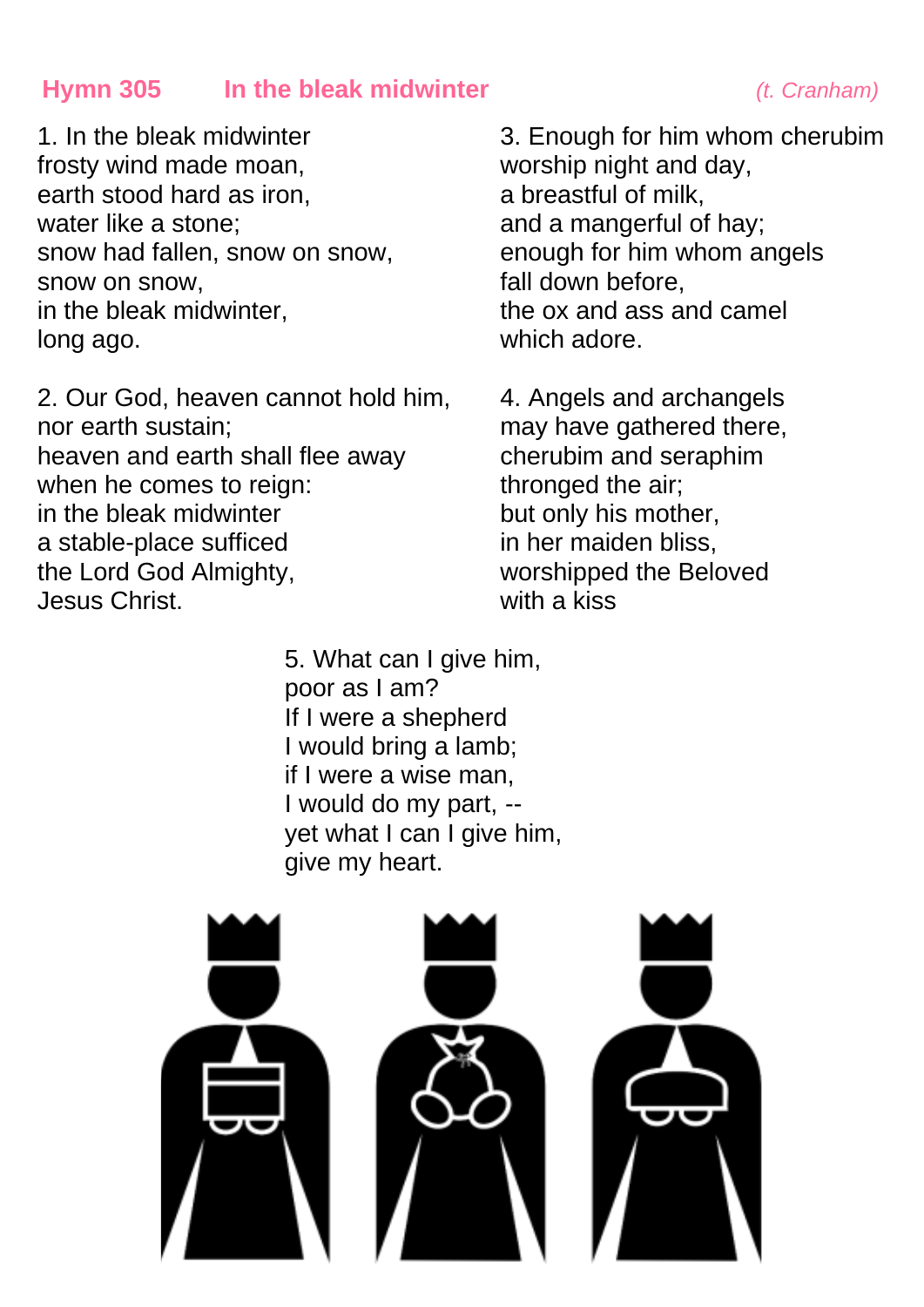## Hymn 305 In the bleak midwinter *(t. Cranham)*

1. In the bleak midwinter
frosty wind made moan,
earth stood hard as iron,
water like a stone;
snow had fallen, snow on snow,
snow on snow,
in the bleak midwinter,
long ago.

2. Our God, heaven cannot hold him,
nor earth sustain;
heaven and earth shall flee away
when he comes to reign:
in the bleak midwinter
a stable-place sufficed
the Lord God Almighty,
Jesus Christ.

3. Enough for him whom cherubim
worship night and day,
a breastful of milk,
and a mangerful of hay;
enough for him whom angels
fall down before,
the ox and ass and camel
which adore.

4. Angels and archangels
may have gathered there,
cherubim and seraphim
thronged the air;
but only his mother,
in her maiden bliss,
worshipped the Beloved
with a kiss

5. What can I give him,
poor as I am?
If I were a shepherd
I would bring a lamb;
if I were a wise man,
I would do my part, --
yet what I can I give him,
give my heart.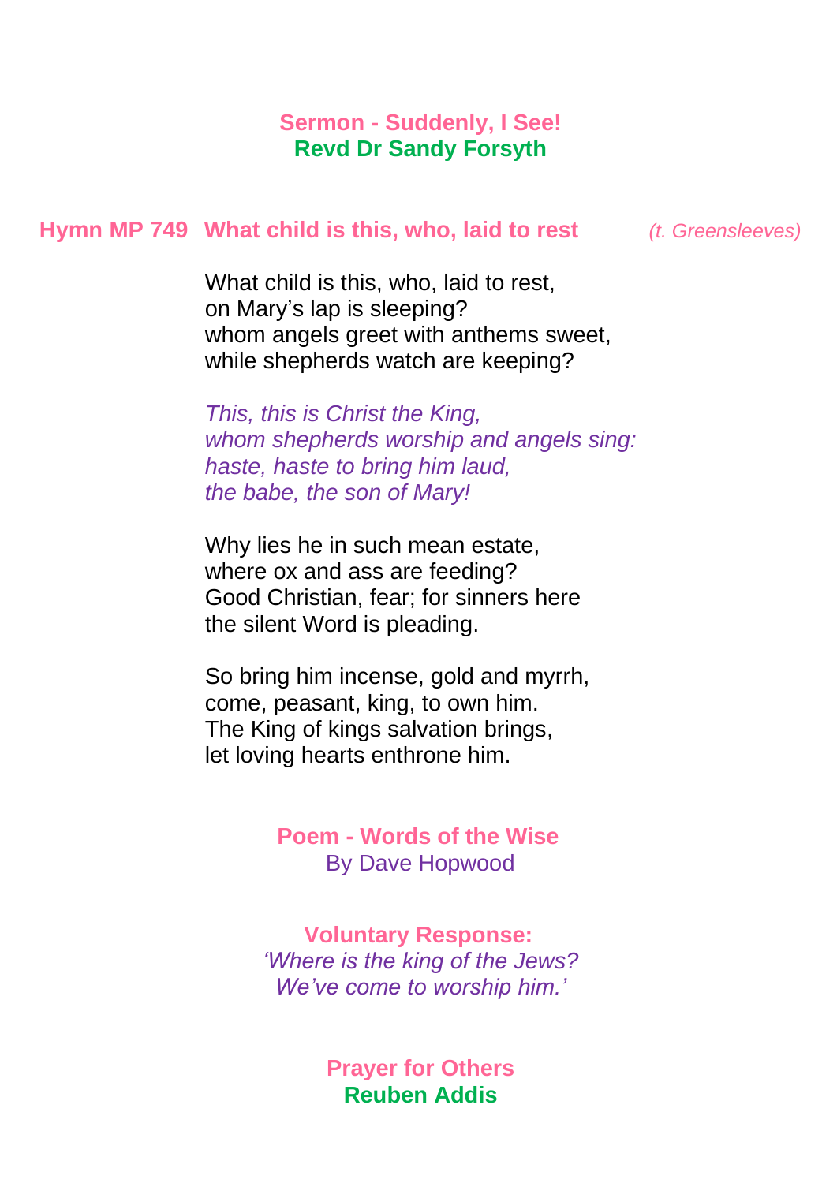**Sermon - Suddenly, I See!**
**Revd Dr Sandy Forsyth**

**Hymn MP 749 What child is this, who, laid to rest** *(t. Greensleeves)*

What child is this, who, laid to rest,
on Mary's lap is sleeping?
whom angels greet with anthems sweet,
while shepherds watch are keeping?

*This, this is Christ the King,*
*whom shepherds worship and angels sing:*
*haste, haste to bring him laud,*
*the babe, the son of Mary!*

Why lies he in such mean estate,
where ox and ass are feeding?
Good Christian, fear; for sinners here
the silent Word is pleading.

So bring him incense, gold and myrrh,
come, peasant, king, to own him.
The King of kings salvation brings,
let loving hearts enthrone him.

**Poem - Words of the Wise**
By Dave Hopwood

**Voluntary Response:**
*'Where is the king of the Jews?*
*We've come to worship him.'*

**Prayer for Others**
**Reuben Addis**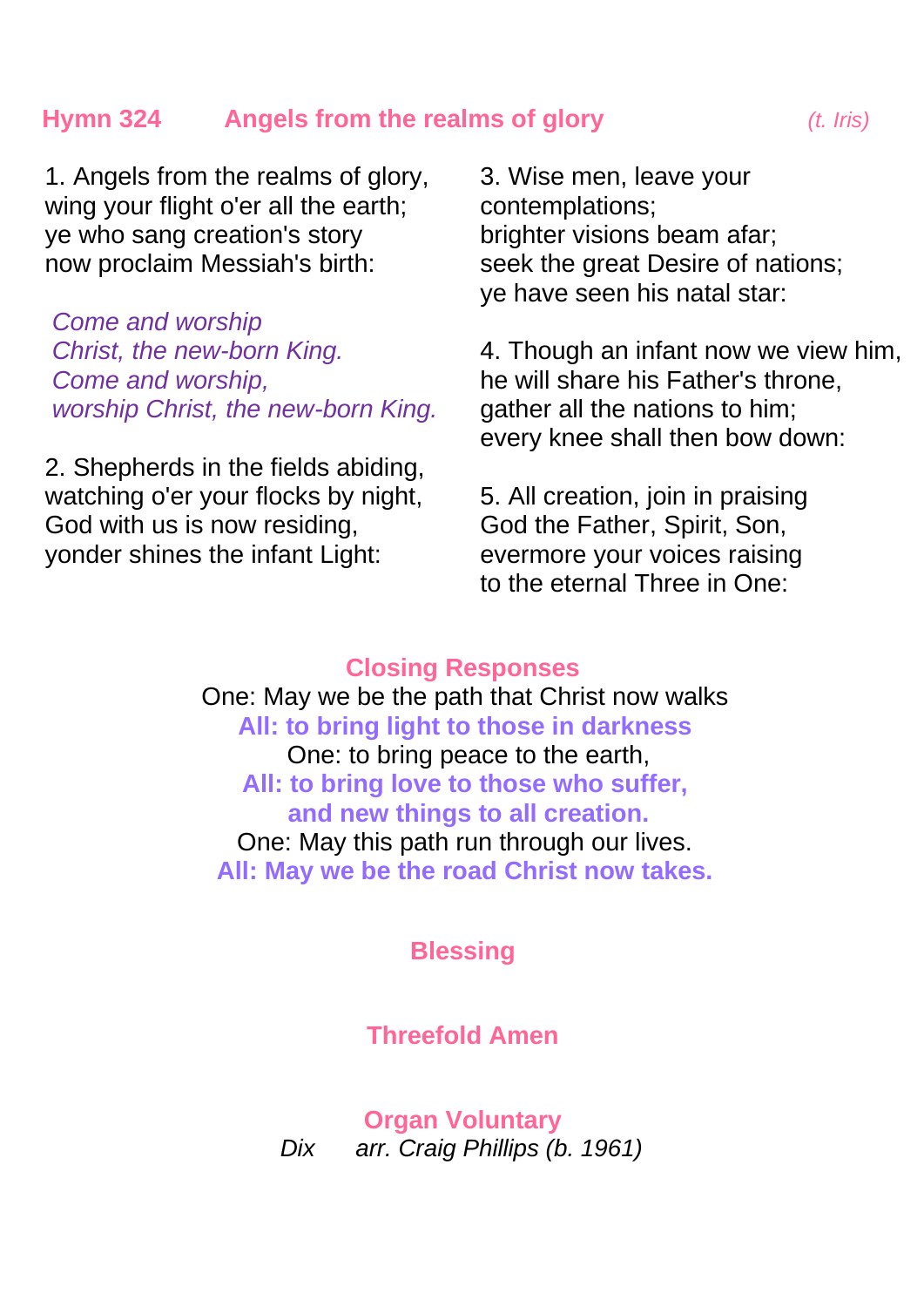## Hymn 324 Angels from the realms of glory *(t. Iris)*

1. Angels from the realms of glory,
wing your flight o'er all the earth;
ye who sang creation's story
now proclaim Messiah's birth:

*Come and worship*
*Christ, the new-born King.*
*Come and worship,*
*worship Christ, the new-born King.*

2. Shepherds in the fields abiding,
watching o'er your flocks by night,
God with us is now residing,
yonder shines the infant Light:

3. Wise men, leave your
contemplations;
brighter visions beam afar;
seek the great Desire of nations;
ye have seen his natal star:

4. Though an infant now we view him,
he will share his Father's throne,
gather all the nations to him;
every knee shall then bow down:

5. All creation, join in praising
God the Father, Spirit, Son,
evermore your voices raising
to the eternal Three in One:

## Closing Responses

One: May we be the path that Christ now walks
**All: to bring light to those in darkness**
One: to bring peace to the earth,
**All: to bring love to those who suffer,**
**and new things to all creation.**
One: May this path run through our lives.
**All: May we be the road Christ now takes.**

## Blessing

## Threefold Amen

## Organ Voluntary

*Dix arr. Craig Phillips (b. 1961)*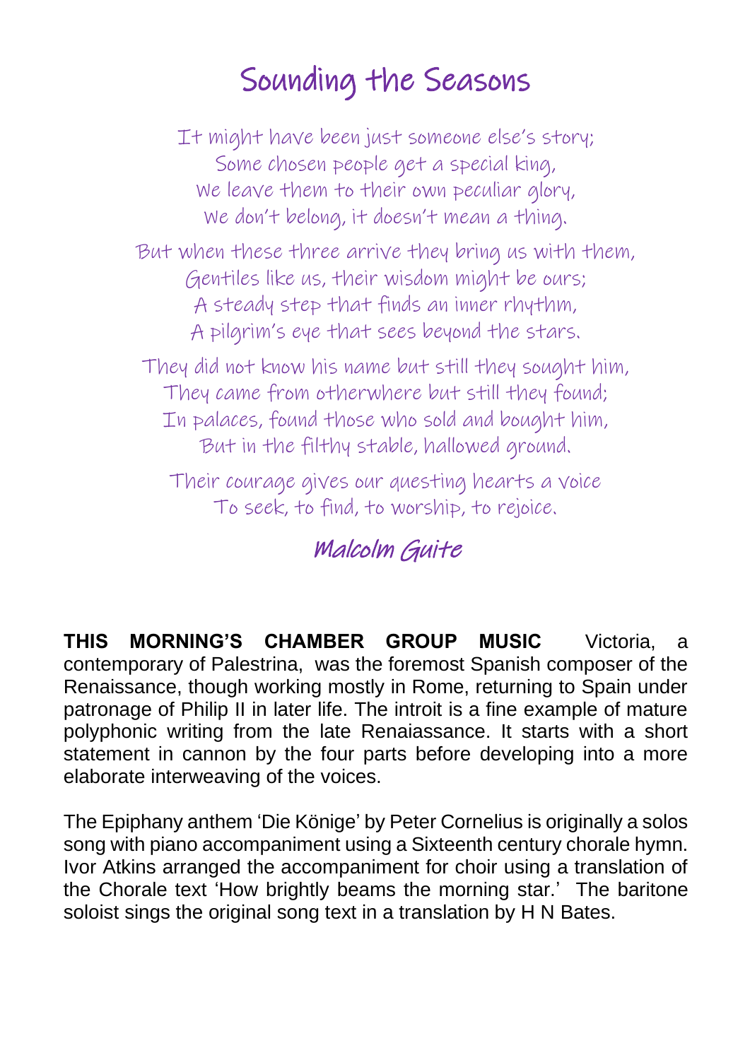# Sounding the Seasons

It might have been just someone else's story;
Some chosen people get a special king,
We leave them to their own peculiar glory,
We don't belong, it doesn't mean a thing.

But when these three arrive they bring us with them,
Gentiles like us, their wisdom might be ours;
A steady step that finds an inner rhythm,
A pilgrim's eye that sees beyond the stars.

They did not know his name but still they sought him,
They came from otherwhere but still they found;
In palaces, found those who sold and bought him,
But in the filthy stable, hallowed ground.

Their courage gives our questing hearts a voice
To seek, to find, to worship, to rejoice.

***Malcolm Guite***

**THIS MORNING'S CHAMBER GROUP MUSIC** Victoria, a contemporary of Palestrina, was the foremost Spanish composer of the Renaissance, though working mostly in Rome, returning to Spain under patronage of Philip II in later life. The introit is a fine example of mature polyphonic writing from the late Renaiassance. It starts with a short statement in cannon by the four parts before developing into a more elaborate interweaving of the voices.

The Epiphany anthem 'Die Könige' by Peter Cornelius is originally a solos song with piano accompaniment using a Sixteenth century chorale hymn. Ivor Atkins arranged the accompaniment for choir using a translation of the Chorale text 'How brightly beams the morning star.' The baritone soloist sings the original song text in a translation by H N Bates.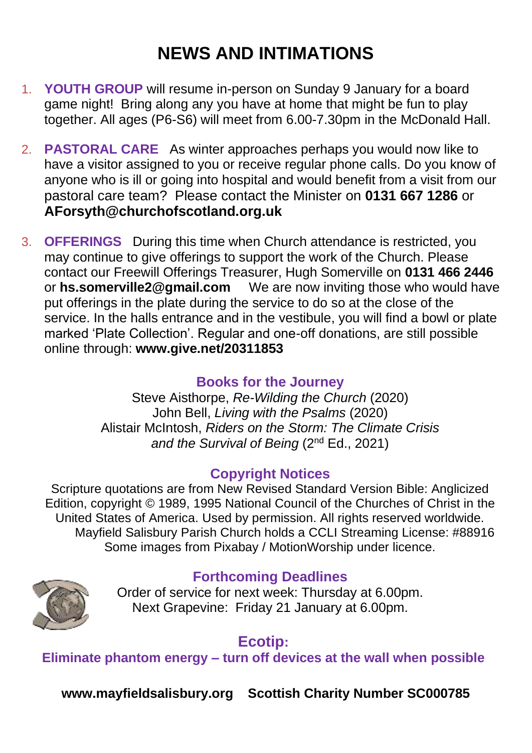# NEWS AND INTIMATIONS

1. **YOUTH GROUP** will resume in-person on Sunday 9 January for a board game night! Bring along any you have at home that might be fun to play together. All ages (P6-S6) will meet from 6.00-7.30pm in the McDonald Hall.

2. **PASTORAL CARE** As winter approaches perhaps you would now like to have a visitor assigned to you or receive regular phone calls. Do you know of anyone who is ill or going into hospital and would benefit from a visit from our pastoral care team? Please contact the Minister on **0131 667 1286** or **AForsyth@churchofscotland.org.uk**

3. **OFFERINGS** During this time when Church attendance is restricted, you may continue to give offerings to support the work of the Church. Please contact our Freewill Offerings Treasurer, Hugh Somerville on **0131 466 2446** or **hs.somerville2@gmail.com** We are now inviting those who would have put offerings in the plate during the service to do so at the close of the service. In the halls entrance and in the vestibule, you will find a bowl or plate marked 'Plate Collection'. Regular and one-off donations, are still possible online through: **www.give.net/20311853**

### Books for the Journey

Steve Aisthorpe, *Re-Wilding the Church* (2020)
John Bell, *Living with the Psalms* (2020)
Alistair McIntosh, *Riders on the Storm: The Climate Crisis and the Survival of Being* (2nd Ed., 2021)

### Copyright Notices

Scripture quotations are from New Revised Standard Version Bible: Anglicized Edition, copyright © 1989, 1995 National Council of the Churches of Christ in the United States of America. Used by permission. All rights reserved worldwide.
Mayfield Salisbury Parish Church holds a CCLI Streaming License: #88916
Some images from Pixabay / MotionWorship under licence.

### Forthcoming Deadlines

Order of service for next week: Thursday at 6.00pm.
Next Grapevine: Friday 21 January at 6.00pm.

### Ecotip:

**Eliminate phantom energy – turn off devices at the wall when possible**

**www.mayfieldsalisbury.org Scottish Charity Number SC000785**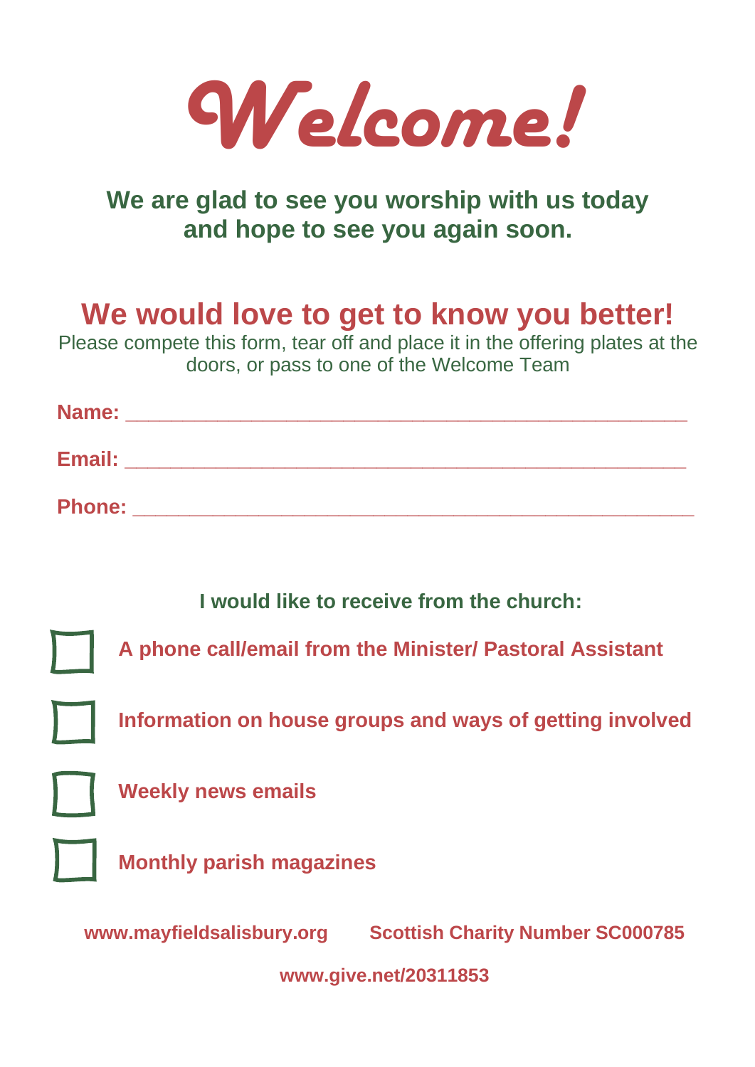# Welcome!

**We are glad to see you worship with us today and hope to see you again soon.**

## We would love to get to know you better!

Please compete this form, tear off and place it in the offering plates at the doors, or pass to one of the Welcome Team

**Name:** ____________________________________________

**Email:** ____________________________________________

**Phone:** ____________________________________________

**I would like to receive from the church:**

- [ ] **A phone call/email from the Minister/ Pastoral Assistant**
- [ ] **Information on house groups and ways of getting involved**
- [ ] **Weekly news emails**
- [ ] **Monthly parish magazines**

**www.mayfieldsalisbury.org** **Scottish Charity Number SC000785**

**www.give.net/20311853**